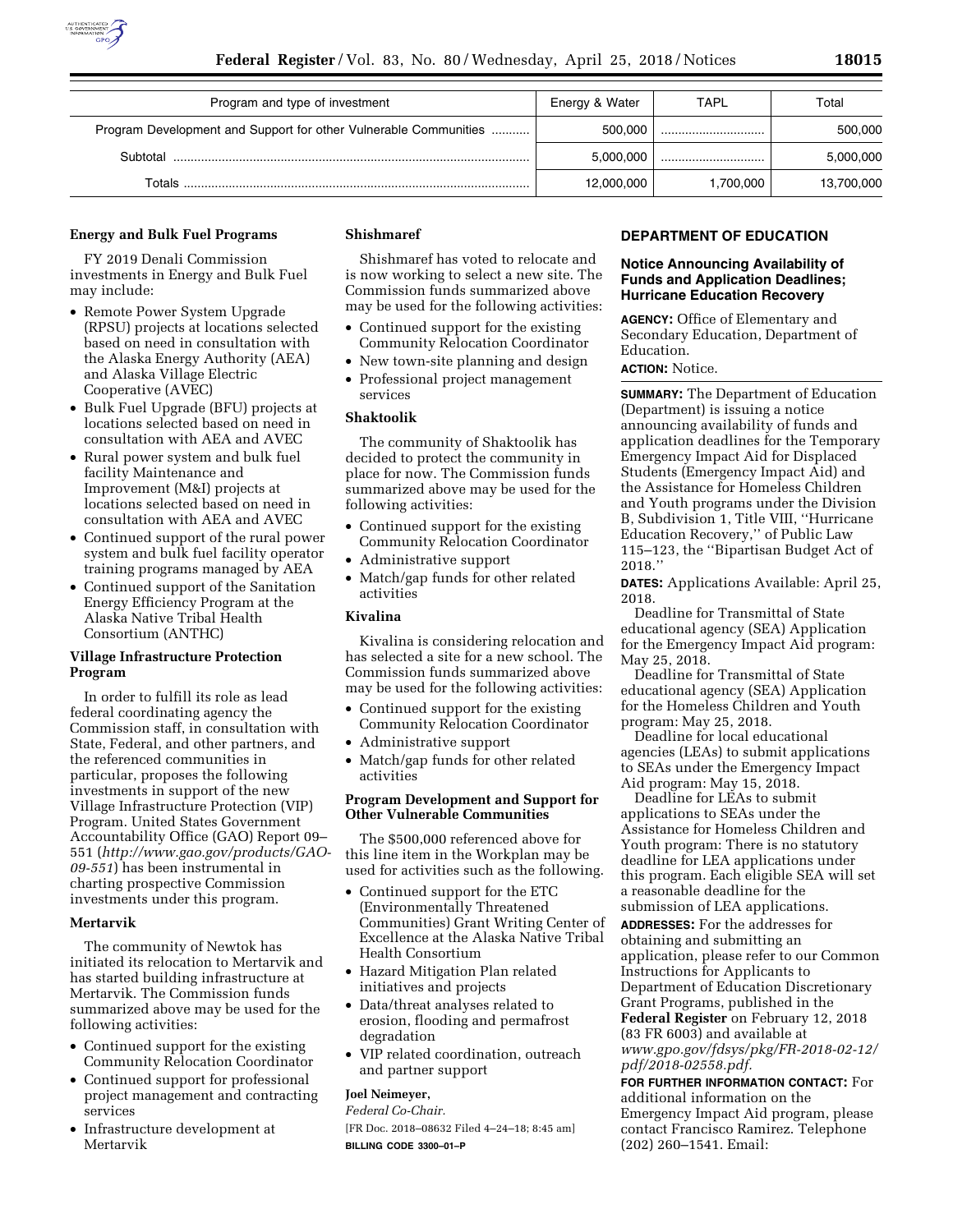| Program and type of investment | Energy & Water | TAPL | Total |
| --- | --- | --- | --- |
| Program Development and Support for other Vulnerable Communities | 500,000 | | 500,000 |
| Subtotal | 5,000,000 | | 5,000,000 |
| Totals | 12,000,000 | 1,700,000 | 13,700,000 |

**Energy and Bulk Fuel Programs**

FY 2019 Denali Commission investments in Energy and Bulk Fuel may include:

- Remote Power System Upgrade (RPSU) projects at locations selected based on need in consultation with the Alaska Energy Authority (AEA) and Alaska Village Electric Cooperative (AVEC)
- Bulk Fuel Upgrade (BFU) projects at locations selected based on need in consultation with AEA and AVEC
- Rural power system and bulk fuel facility Maintenance and Improvement (M&I) projects at locations selected based on need in consultation with AEA and AVEC
- Continued support of the rural power system and bulk fuel facility operator training programs managed by AEA
- Continued support of the Sanitation Energy Efficiency Program at the Alaska Native Tribal Health Consortium (ANTHC)

**Village Infrastructure Protection Program**

In order to fulfill its role as lead federal coordinating agency the Commission staff, in consultation with State, Federal, and other partners, and the referenced communities in particular, proposes the following investments in support of the new Village Infrastructure Protection (VIP) Program. United States Government Accountability Office (GAO) Report 09–551 (*http://www.gao.gov/products/GAO-09-551*) has been instrumental in charting prospective Commission investments under this program.

**Mertarvik**

The community of Newtok has initiated its relocation to Mertarvik and has started building infrastructure at Mertarvik. The Commission funds summarized above may be used for the following activities:

- Continued support for the existing Community Relocation Coordinator
- Continued support for professional project management and contracting services
- Infrastructure development at Mertarvik

**Shishmaref**

Shishmaref has voted to relocate and is now working to select a new site. The Commission funds summarized above may be used for the following activities:

- Continued support for the existing Community Relocation Coordinator
- New town-site planning and design
- Professional project management services

**Shaktoolik**

The community of Shaktoolik has decided to protect the community in place for now. The Commission funds summarized above may be used for the following activities:

- Continued support for the existing Community Relocation Coordinator
- Administrative support
- Match/gap funds for other related activities

**Kivalina**

Kivalina is considering relocation and has selected a site for a new school. The Commission funds summarized above may be used for the following activities:

- Continued support for the existing Community Relocation Coordinator
- Administrative support
- Match/gap funds for other related activities

**Program Development and Support for Other Vulnerable Communities**

The $500,000 referenced above for this line item in the Workplan may be used for activities such as the following.

- Continued support for the ETC (Environmentally Threatened Communities) Grant Writing Center of Excellence at the Alaska Native Tribal Health Consortium
- Hazard Mitigation Plan related initiatives and projects
- Data/threat analyses related to erosion, flooding and permafrost degradation
- VIP related coordination, outreach and partner support

**Joel Neimeyer,**

*Federal Co-Chair.*

[FR Doc. 2018–08632 Filed 4–24–18; 8:45 am]

**BILLING CODE 3300–01–P**

## DEPARTMENT OF EDUCATION

### Notice Announcing Availability of Funds and Application Deadlines; Hurricane Education Recovery

**AGENCY:** Office of Elementary and Secondary Education, Department of Education.

**ACTION:** Notice.

**SUMMARY:** The Department of Education (Department) is issuing a notice announcing availability of funds and application deadlines for the Temporary Emergency Impact Aid for Displaced Students (Emergency Impact Aid) and the Assistance for Homeless Children and Youth programs under the Division B, Subdivision 1, Title VIII, ''Hurricane Education Recovery,'' of Public Law 115–123, the ''Bipartisan Budget Act of 2018.''

**DATES:** Applications Available: April 25, 2018.

Deadline for Transmittal of State educational agency (SEA) Application for the Emergency Impact Aid program: May 25, 2018.

Deadline for Transmittal of State educational agency (SEA) Application for the Homeless Children and Youth program: May 25, 2018.

Deadline for local educational agencies (LEAs) to submit applications to SEAs under the Emergency Impact Aid program: May 15, 2018.

Deadline for LEAs to submit applications to SEAs under the Assistance for Homeless Children and Youth program: There is no statutory deadline for LEA applications under this program. Each eligible SEA will set a reasonable deadline for the submission of LEA applications.

**ADDRESSES:** For the addresses for obtaining and submitting an application, please refer to our Common Instructions for Applicants to Department of Education Discretionary Grant Programs, published in the **Federal Register** on February 12, 2018 (83 FR 6003) and available at *www.gpo.gov/fdsys/pkg/FR-2018-02-12/pdf/2018-02558.pdf.*

**FOR FURTHER INFORMATION CONTACT:** For additional information on the Emergency Impact Aid program, please contact Francisco Ramirez. Telephone (202) 260–1541. Email: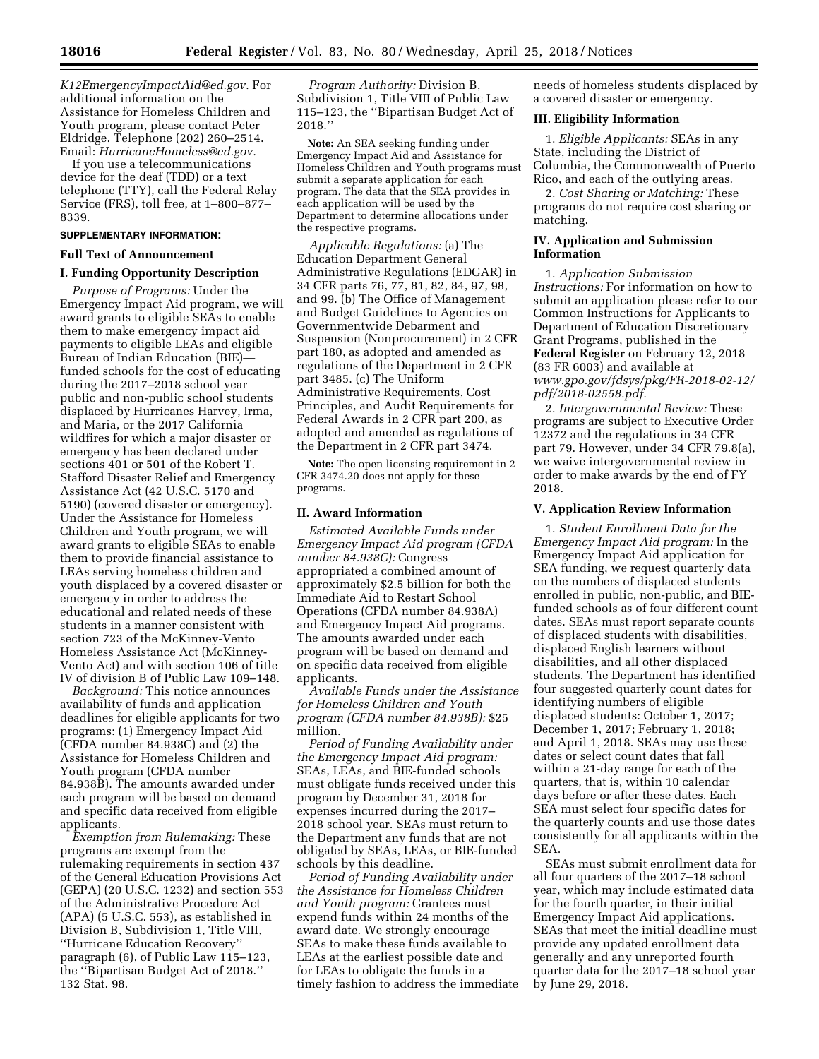*K12EmergencyImpactAid@ed.gov.* For additional information on the Assistance for Homeless Children and Youth program, please contact Peter Eldridge. Telephone (202) 260–2514. Email: *HurricaneHomeless@ed.gov.*

If you use a telecommunications device for the deaf (TDD) or a text telephone (TTY), call the Federal Relay Service (FRS), toll free, at 1–800–877–8339.

**SUPPLEMENTARY INFORMATION:**

## Full Text of Announcement

### I. Funding Opportunity Description

*Purpose of Programs:* Under the Emergency Impact Aid program, we will award grants to eligible SEAs to enable them to make emergency impact aid payments to eligible LEAs and eligible Bureau of Indian Education (BIE)—funded schools for the cost of educating during the 2017–2018 school year public and non-public school students displaced by Hurricanes Harvey, Irma, and Maria, or the 2017 California wildfires for which a major disaster or emergency has been declared under sections 401 or 501 of the Robert T. Stafford Disaster Relief and Emergency Assistance Act (42 U.S.C. 5170 and 5190) (covered disaster or emergency). Under the Assistance for Homeless Children and Youth program, we will award grants to eligible SEAs to enable them to provide financial assistance to LEAs serving homeless children and youth displaced by a covered disaster or emergency in order to address the educational and related needs of these students in a manner consistent with section 723 of the McKinney-Vento Homeless Assistance Act (McKinney-Vento Act) and with section 106 of title IV of division B of Public Law 109–148.

*Background:* This notice announces availability of funds and application deadlines for eligible applicants for two programs: (1) Emergency Impact Aid (CFDA number 84.938C) and (2) the Assistance for Homeless Children and Youth program (CFDA number 84.938B). The amounts awarded under each program will be based on demand and specific data received from eligible applicants.

*Exemption from Rulemaking:* These programs are exempt from the rulemaking requirements in section 437 of the General Education Provisions Act (GEPA) (20 U.S.C. 1232) and section 553 of the Administrative Procedure Act (APA) (5 U.S.C. 553), as established in Division B, Subdivision 1, Title VIII, ''Hurricane Education Recovery'' paragraph (6), of Public Law 115–123, the ''Bipartisan Budget Act of 2018.'' 132 Stat. 98.

*Program Authority:* Division B, Subdivision 1, Title VIII of Public Law 115–123, the ''Bipartisan Budget Act of 2018.''

**Note:** An SEA seeking funding under Emergency Impact Aid and Assistance for Homeless Children and Youth programs must submit a separate application for each program. The data that the SEA provides in each application will be used by the Department to determine allocations under the respective programs.

*Applicable Regulations:* (a) The Education Department General Administrative Regulations (EDGAR) in 34 CFR parts 76, 77, 81, 82, 84, 97, 98, and 99. (b) The Office of Management and Budget Guidelines to Agencies on Governmentwide Debarment and Suspension (Nonprocurement) in 2 CFR part 180, as adopted and amended as regulations of the Department in 2 CFR part 3485. (c) The Uniform Administrative Requirements, Cost Principles, and Audit Requirements for Federal Awards in 2 CFR part 200, as adopted and amended as regulations of the Department in 2 CFR part 3474.

**Note:** The open licensing requirement in 2 CFR 3474.20 does not apply for these programs.

### II. Award Information

*Estimated Available Funds under Emergency Impact Aid program (CFDA number 84.938C):* Congress appropriated a combined amount of approximately $2.5 billion for both the Immediate Aid to Restart School Operations (CFDA number 84.938A) and Emergency Impact Aid programs. The amounts awarded under each program will be based on demand and on specific data received from eligible applicants.

*Available Funds under the Assistance for Homeless Children and Youth program (CFDA number 84.938B):* $25 million.

*Period of Funding Availability under the Emergency Impact Aid program:* SEAs, LEAs, and BIE-funded schools must obligate funds received under this program by December 31, 2018 for expenses incurred during the 2017–2018 school year. SEAs must return to the Department any funds that are not obligated by SEAs, LEAs, or BIE-funded schools by this deadline.

*Period of Funding Availability under the Assistance for Homeless Children and Youth program:* Grantees must expend funds within 24 months of the award date. We strongly encourage SEAs to make these funds available to LEAs at the earliest possible date and for LEAs to obligate the funds in a timely fashion to address the immediate needs of homeless students displaced by a covered disaster or emergency.

### III. Eligibility Information

1. *Eligible Applicants:* SEAs in any State, including the District of Columbia, the Commonwealth of Puerto Rico, and each of the outlying areas.

2. *Cost Sharing or Matching:* These programs do not require cost sharing or matching.

### IV. Application and Submission Information

1. *Application Submission Instructions:* For information on how to submit an application please refer to our Common Instructions for Applicants to Department of Education Discretionary Grant Programs, published in the **Federal Register** on February 12, 2018 (83 FR 6003) and available at *www.gpo.gov/fdsys/pkg/FR-2018-02-12/pdf/2018-02558.pdf.*

2. *Intergovernmental Review:* These programs are subject to Executive Order 12372 and the regulations in 34 CFR part 79. However, under 34 CFR 79.8(a), we waive intergovernmental review in order to make awards by the end of FY 2018.

### V. Application Review Information

1. *Student Enrollment Data for the Emergency Impact Aid program:* In the Emergency Impact Aid application for SEA funding, we request quarterly data on the numbers of displaced students enrolled in public, non-public, and BIE-funded schools as of four different count dates. SEAs must report separate counts of displaced students with disabilities, displaced English learners without disabilities, and all other displaced students. The Department has identified four suggested quarterly count dates for identifying numbers of eligible displaced students: October 1, 2017; December 1, 2017; February 1, 2018; and April 1, 2018. SEAs may use these dates or select count dates that fall within a 21-day range for each of the quarters, that is, within 10 calendar days before or after these dates. Each SEA must select four specific dates for the quarterly counts and use those dates consistently for all applicants within the SEA.

SEAs must submit enrollment data for all four quarters of the 2017–18 school year, which may include estimated data for the fourth quarter, in their initial Emergency Impact Aid applications. SEAs that meet the initial deadline must provide any updated enrollment data generally and any unreported fourth quarter data for the 2017–18 school year by June 29, 2018.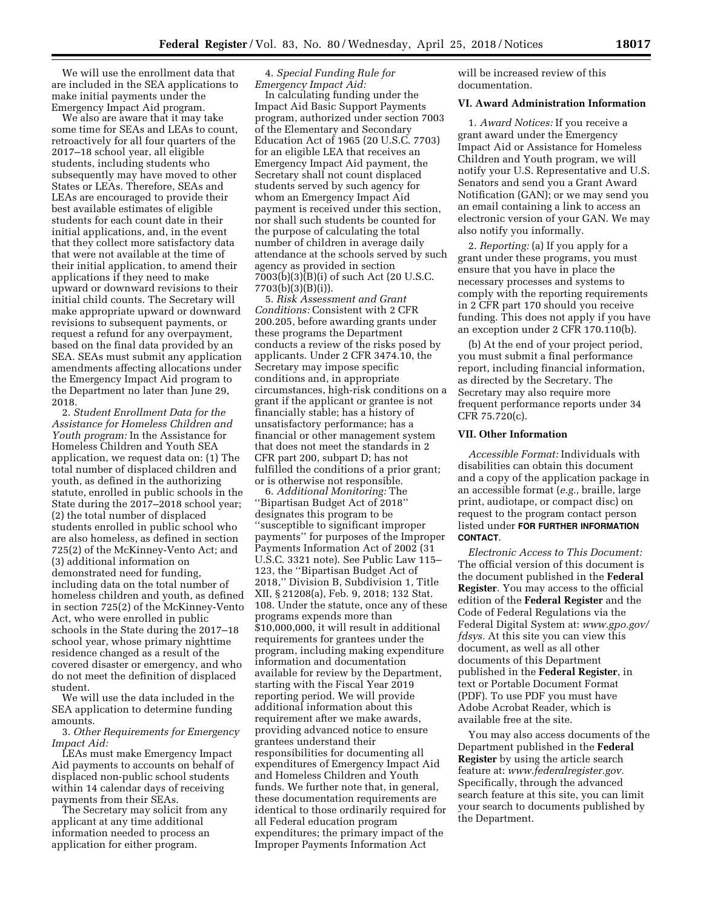We will use the enrollment data that are included in the SEA applications to make initial payments under the Emergency Impact Aid program.

We also are aware that it may take some time for SEAs and LEAs to count, retroactively for all four quarters of the 2017–18 school year, all eligible students, including students who subsequently may have moved to other States or LEAs. Therefore, SEAs and LEAs are encouraged to provide their best available estimates of eligible students for each count date in their initial applications, and, in the event that they collect more satisfactory data that were not available at the time of their initial application, to amend their applications if they need to make upward or downward revisions to their initial child counts. The Secretary will make appropriate upward or downward revisions to subsequent payments, or request a refund for any overpayment, based on the final data provided by an SEA. SEAs must submit any application amendments affecting allocations under the Emergency Impact Aid program to the Department no later than June 29, 2018.

2. *Student Enrollment Data for the Assistance for Homeless Children and Youth program:* In the Assistance for Homeless Children and Youth SEA application, we request data on: (1) The total number of displaced children and youth, as defined in the authorizing statute, enrolled in public schools in the State during the 2017–2018 school year; (2) the total number of displaced students enrolled in public school who are also homeless, as defined in section 725(2) of the McKinney-Vento Act; and (3) additional information on demonstrated need for funding, including data on the total number of homeless children and youth, as defined in section 725(2) of the McKinney-Vento Act, who were enrolled in public schools in the State during the 2017–18 school year, whose primary nighttime residence changed as a result of the covered disaster or emergency, and who do not meet the definition of displaced student.

We will use the data included in the SEA application to determine funding amounts.

3. *Other Requirements for Emergency Impact Aid:*

LEAs must make Emergency Impact Aid payments to accounts on behalf of displaced non-public school students within 14 calendar days of receiving payments from their SEAs.

The Secretary may solicit from any applicant at any time additional information needed to process an application for either program.

4. *Special Funding Rule for Emergency Impact Aid:*

In calculating funding under the Impact Aid Basic Support Payments program, authorized under section 7003 of the Elementary and Secondary Education Act of 1965 (20 U.S.C. 7703) for an eligible LEA that receives an Emergency Impact Aid payment, the Secretary shall not count displaced students served by such agency for whom an Emergency Impact Aid payment is received under this section, nor shall such students be counted for the purpose of calculating the total number of children in average daily attendance at the schools served by such agency as provided in section 7003(b)(3)(B)(i) of such Act (20 U.S.C. 7703(b)(3)(B)(i)).

5. *Risk Assessment and Grant Conditions:* Consistent with 2 CFR 200.205, before awarding grants under these programs the Department conducts a review of the risks posed by applicants. Under 2 CFR 3474.10, the Secretary may impose specific conditions and, in appropriate circumstances, high-risk conditions on a grant if the applicant or grantee is not financially stable; has a history of unsatisfactory performance; has a financial or other management system that does not meet the standards in 2 CFR part 200, subpart D; has not fulfilled the conditions of a prior grant; or is otherwise not responsible.

6. *Additional Monitoring:* The "Bipartisan Budget Act of 2018" designates this program to be "susceptible to significant improper payments" for purposes of the Improper Payments Information Act of 2002 (31 U.S.C. 3321 note). See Public Law 115–123, the "Bipartisan Budget Act of 2018," Division B, Subdivision 1, Title XII, § 21208(a), Feb. 9, 2018; 132 Stat. 108. Under the statute, once any of these programs expends more than $10,000,000, it will result in additional requirements for grantees under the program, including making expenditure information and documentation available for review by the Department, starting with the Fiscal Year 2019 reporting period. We will provide additional information about this requirement after we make awards, providing advanced notice to ensure grantees understand their responsibilities for documenting all expenditures of Emergency Impact Aid and Homeless Children and Youth funds. We further note that, in general, these documentation requirements are identical to those ordinarily required for all Federal education program expenditures; the primary impact of the Improper Payments Information Act will be increased review of this documentation.

## VI. Award Administration Information

1. *Award Notices:* If you receive a grant award under the Emergency Impact Aid or Assistance for Homeless Children and Youth program, we will notify your U.S. Representative and U.S. Senators and send you a Grant Award Notification (GAN); or we may send you an email containing a link to access an electronic version of your GAN. We may also notify you informally.

2. *Reporting:* (a) If you apply for a grant under these programs, you must ensure that you have in place the necessary processes and systems to comply with the reporting requirements in 2 CFR part 170 should you receive funding. This does not apply if you have an exception under 2 CFR 170.110(b).

(b) At the end of your project period, you must submit a final performance report, including financial information, as directed by the Secretary. The Secretary may also require more frequent performance reports under 34 CFR 75.720(c).

## VII. Other Information

*Accessible Format:* Individuals with disabilities can obtain this document and a copy of the application package in an accessible format (*e.g.,* braille, large print, audiotape, or compact disc) on request to the program contact person listed under **FOR FURTHER INFORMATION CONTACT**.

*Electronic Access to This Document:* The official version of this document is the document published in the **Federal Register**. You may access to the official edition of the **Federal Register** and the Code of Federal Regulations via the Federal Digital System at: *www.gpo.gov/fdsys.* At this site you can view this document, as well as all other documents of this Department published in the **Federal Register**, in text or Portable Document Format (PDF). To use PDF you must have Adobe Acrobat Reader, which is available free at the site.

You may also access documents of the Department published in the **Federal Register** by using the article search feature at: *www.federalregister.gov.* Specifically, through the advanced search feature at this site, you can limit your search to documents published by the Department.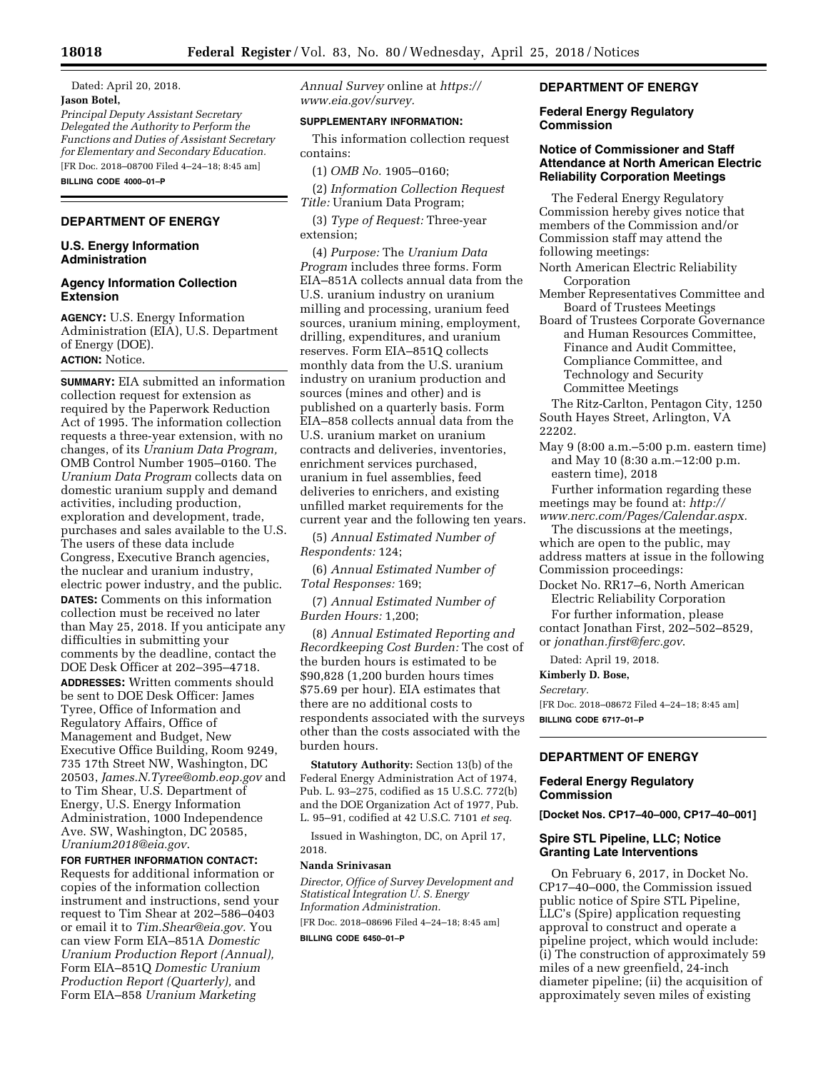Dated: April 20, 2018.

**Jason Botel,**

*Principal Deputy Assistant Secretary Delegated the Authority to Perform the Functions and Duties of Assistant Secretary for Elementary and Secondary Education.*

[FR Doc. 2018–08700 Filed 4–24–18; 8:45 am]

**BILLING CODE 4000–01–P**

## DEPARTMENT OF ENERGY

### U.S. Energy Information Administration

### Agency Information Collection Extension

**AGENCY:** U.S. Energy Information Administration (EIA), U.S. Department of Energy (DOE).

**ACTION:** Notice.

**SUMMARY:** EIA submitted an information collection request for extension as required by the Paperwork Reduction Act of 1995. The information collection requests a three-year extension, with no changes, of its *Uranium Data Program,* OMB Control Number 1905–0160. The *Uranium Data Program* collects data on domestic uranium supply and demand activities, including production, exploration and development, trade, purchases and sales available to the U.S. The users of these data include Congress, Executive Branch agencies, the nuclear and uranium industry, electric power industry, and the public.

**DATES:** Comments on this information collection must be received no later than May 25, 2018. If you anticipate any difficulties in submitting your comments by the deadline, contact the DOE Desk Officer at 202–395–4718.

**ADDRESSES:** Written comments should be sent to DOE Desk Officer: James Tyree, Office of Information and Regulatory Affairs, Office of Management and Budget, New Executive Office Building, Room 9249, 735 17th Street NW, Washington, DC 20503, *James.N.Tyree@omb.eop.gov* and to Tim Shear, U.S. Department of Energy, U.S. Energy Information Administration, 1000 Independence Ave. SW, Washington, DC 20585, *Uranium2018@eia.gov*.

**FOR FURTHER INFORMATION CONTACT:** Requests for additional information or copies of the information collection instrument and instructions, send your request to Tim Shear at 202–586–0403 or email it to *Tim.Shear@eia.gov.* You can view Form EIA–851A *Domestic Uranium Production Report (Annual),* Form EIA–851Q *Domestic Uranium Production Report (Quarterly),* and Form EIA–858 *Uranium Marketing Annual Survey* online at *https://www.eia.gov/survey.*

**SUPPLEMENTARY INFORMATION:**

This information collection request contains:

(1) *OMB No.* 1905–0160;

(2) *Information Collection Request Title:* Uranium Data Program;

(3) *Type of Request:* Three-year extension;

(4) *Purpose:* The *Uranium Data Program* includes three forms. Form EIA–851A collects annual data from the U.S. uranium industry on uranium milling and processing, uranium feed sources, uranium mining, employment, drilling, expenditures, and uranium reserves. Form EIA–851Q collects monthly data from the U.S. uranium industry on uranium production and sources (mines and other) and is published on a quarterly basis. Form EIA–858 collects annual data from the U.S. uranium market on uranium contracts and deliveries, inventories, enrichment services purchased, uranium in fuel assemblies, feed deliveries to enrichers, and existing unfilled market requirements for the current year and the following ten years.

(5) *Annual Estimated Number of Respondents:* 124;

(6) *Annual Estimated Number of Total Responses:* 169;

(7) *Annual Estimated Number of Burden Hours:* 1,200;

(8) *Annual Estimated Reporting and Recordkeeping Cost Burden:* The cost of the burden hours is estimated to be $90,828 (1,200 burden hours times $75.69 per hour). EIA estimates that there are no additional costs to respondents associated with the surveys other than the costs associated with the burden hours.

**Statutory Authority:** Section 13(b) of the Federal Energy Administration Act of 1974, Pub. L. 93–275, codified as 15 U.S.C. 772(b) and the DOE Organization Act of 1977, Pub. L. 95–91, codified at 42 U.S.C. 7101 *et seq.*

Issued in Washington, DC, on April 17, 2018.

**Nanda Srinivasan**

*Director, Office of Survey Development and Statistical Integration U. S. Energy Information Administration.*

[FR Doc. 2018–08696 Filed 4–24–18; 8:45 am]

**BILLING CODE 6450–01–P**

## DEPARTMENT OF ENERGY

### Federal Energy Regulatory Commission

### Notice of Commissioner and Staff Attendance at North American Electric Reliability Corporation Meetings

The Federal Energy Regulatory Commission hereby gives notice that members of the Commission and/or Commission staff may attend the following meetings:

North American Electric Reliability Corporation

Member Representatives Committee and Board of Trustees Meetings

Board of Trustees Corporate Governance and Human Resources Committee, Finance and Audit Committee, Compliance Committee, and Technology and Security Committee Meetings

The Ritz-Carlton, Pentagon City, 1250 South Hayes Street, Arlington, VA 22202.

May 9 (8:00 a.m.–5:00 p.m. eastern time) and May 10 (8:30 a.m.–12:00 p.m. eastern time), 2018

Further information regarding these meetings may be found at: *http://www.nerc.com/Pages/Calendar.aspx.*

The discussions at the meetings, which are open to the public, may address matters at issue in the following Commission proceedings:

Docket No. RR17–6, North American Electric Reliability Corporation

For further information, please contact Jonathan First, 202–502–8529, or *jonathan.first@ferc.gov*.

Dated: April 19, 2018.

**Kimberly D. Bose,**

*Secretary.*

[FR Doc. 2018–08672 Filed 4–24–18; 8:45 am]

**BILLING CODE 6717–01–P**

## DEPARTMENT OF ENERGY

### Federal Energy Regulatory Commission

**[Docket Nos. CP17–40–000, CP17–40–001]**

### Spire STL Pipeline, LLC; Notice Granting Late Interventions

On February 6, 2017, in Docket No. CP17–40–000, the Commission issued public notice of Spire STL Pipeline, LLC's (Spire) application requesting approval to construct and operate a pipeline project, which would include: (i) The construction of approximately 59 miles of a new greenfield, 24-inch diameter pipeline; (ii) the acquisition of approximately seven miles of existing